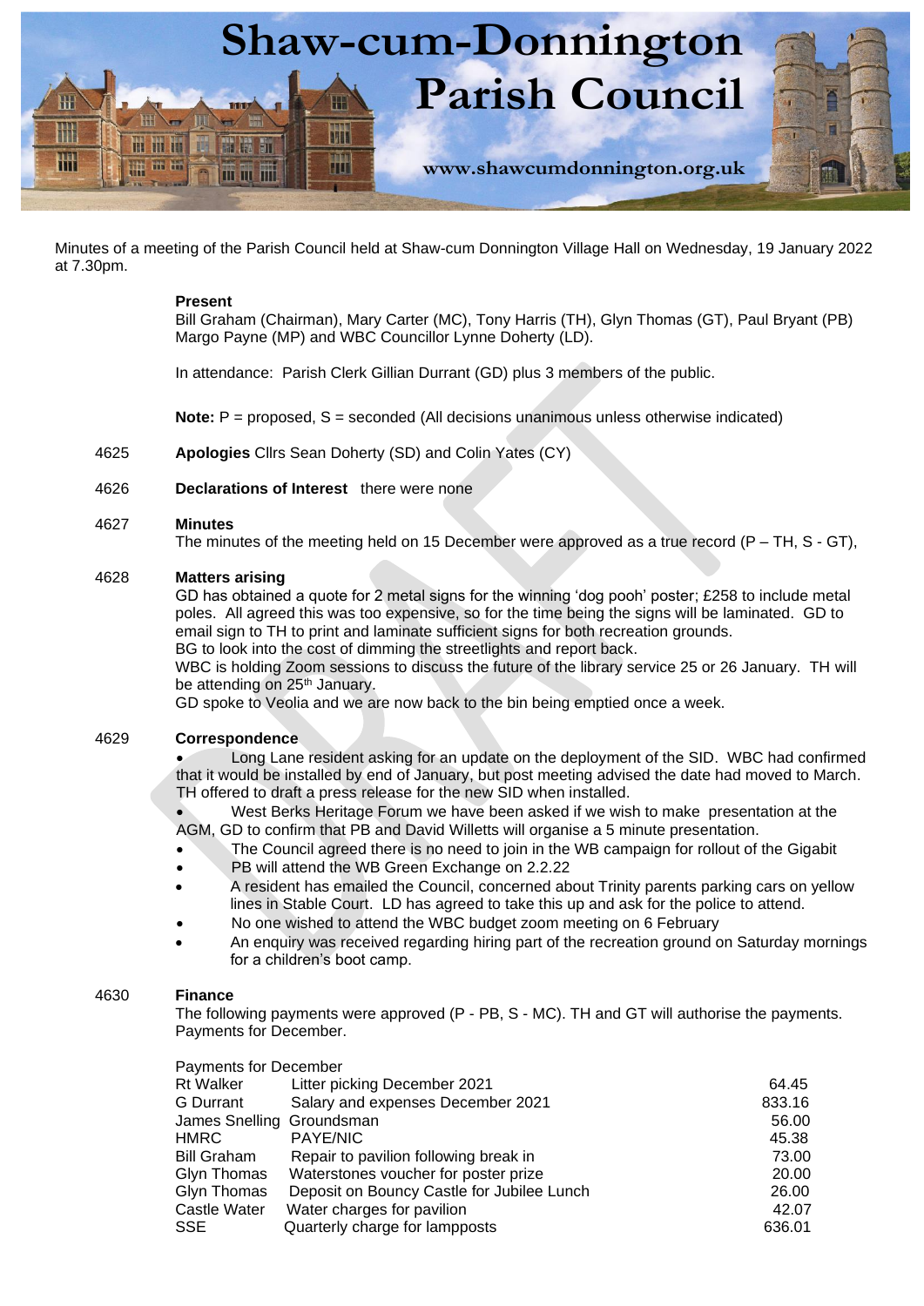# Shaw-cum-Donnington Parish Council

www.shawcumdonnington.org.uk

Minutes of a meeting of the Parish Council held at Shaw-cum Donnington Village Hall on Wednesday, 19 January 2022 at 7.30pm.

**Present**

Bill Graham (Chairman), Mary Carter (MC), Tony Harris (TH), Glyn Thomas (GT), Paul Bryant (PB) Margo Payne (MP) and WBC Councillor Lynne Doherty (LD).

In attendance: Parish Clerk Gillian Durrant (GD) plus 3 members of the public.

**Note:** P = proposed, S = seconded (All decisions unanimous unless otherwise indicated)

4625 **Apologies** Cllrs Sean Doherty (SD) and Colin Yates (CY)

4626 **Declarations of Interest** there were none

4627 **Minutes**

The minutes of the meeting held on 15 December were approved as a true record (P – TH, S - GT),

4628 **Matters arising**

GD has obtained a quote for 2 metal signs for the winning 'dog pooh' poster; £258 to include metal poles. All agreed this was too expensive, so for the time being the signs will be laminated. GD to email sign to TH to print and laminate sufficient signs for both recreation grounds.
BG to look into the cost of dimming the streetlights and report back.
WBC is holding Zoom sessions to discuss the future of the library service 25 or 26 January. TH will be attending on 25th January.
GD spoke to Veolia and we are now back to the bin being emptied once a week.

4629 **Correspondence**

- Long Lane resident asking for an update on the deployment of the SID. WBC had confirmed that it would be installed by end of January, but post meeting advised the date had moved to March. TH offered to draft a press release for the new SID when installed.
- West Berks Heritage Forum we have been asked if we wish to make presentation at the AGM, GD to confirm that PB and David Willetts will organise a 5 minute presentation.
- The Council agreed there is no need to join in the WB campaign for rollout of the Gigabit
- PB will attend the WB Green Exchange on 2.2.22
- A resident has emailed the Council, concerned about Trinity parents parking cars on yellow lines in Stable Court. LD has agreed to take this up and ask for the police to attend.
- No one wished to attend the WBC budget zoom meeting on 6 February
- An enquiry was received regarding hiring part of the recreation ground on Saturday mornings for a children's boot camp.

4630 **Finance**

The following payments were approved (P - PB, S - MC). TH and GT will authorise the payments. Payments for December.

Payments for December

| | | |
|---|---|---|
| Rt Walker | Litter picking December 2021 | 64.45 |
| G Durrant | Salary and expenses December 2021 | 833.16 |
| James Snelling | Groundsman | 56.00 |
| HMRC | PAYE/NIC | 45.38 |
| Bill Graham | Repair to pavilion following break in | 73.00 |
| Glyn Thomas | Waterstones voucher for poster prize | 20.00 |
| Glyn Thomas | Deposit on Bouncy Castle for Jubilee Lunch | 26.00 |
| Castle Water | Water charges for pavilion | 42.07 |
| SSE | Quarterly charge for lampposts | 636.01 |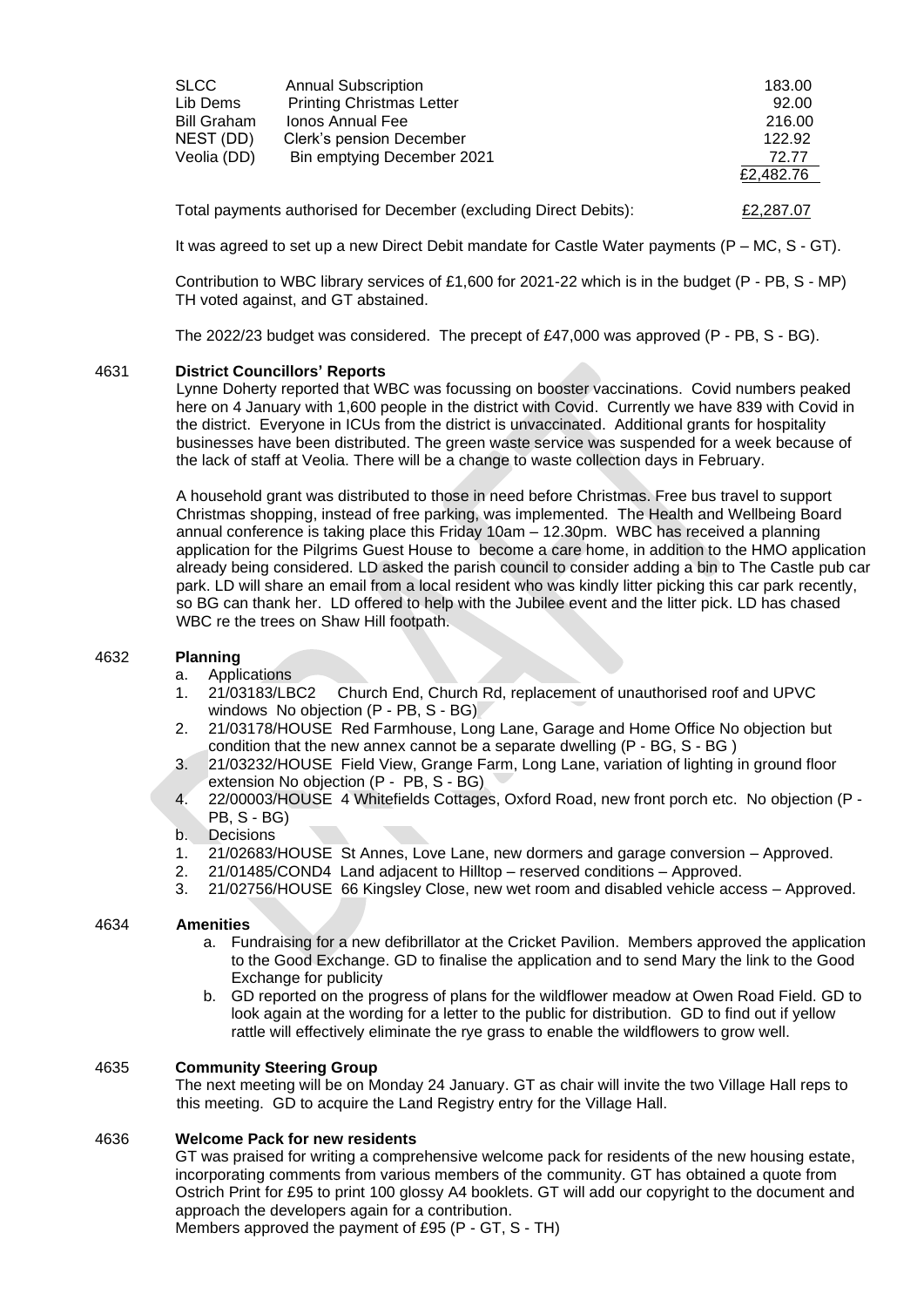| | | |
|---|---|---|
| SLCC | Annual Subscription | 183.00 |
| Lib Dems | Printing Christmas Letter | 92.00 |
| Bill Graham | Ionos Annual Fee | 216.00 |
| NEST (DD) | Clerk's pension December | 122.92 |
| Veolia (DD) | Bin emptying December 2021 | 72.77 |
| | | £2,482.76 |

Total payments authorised for December (excluding Direct Debits): £2,287.07

It was agreed to set up a new Direct Debit mandate for Castle Water payments (P – MC, S - GT).

Contribution to WBC library services of £1,600 for 2021-22 which is in the budget (P - PB, S - MP) TH voted against, and GT abstained.

The 2022/23 budget was considered. The precept of £47,000 was approved (P - PB, S - BG).

**4631 District Councillors' Reports**

Lynne Doherty reported that WBC was focussing on booster vaccinations. Covid numbers peaked here on 4 January with 1,600 people in the district with Covid. Currently we have 839 with Covid in the district. Everyone in ICUs from the district is unvaccinated. Additional grants for hospitality businesses have been distributed. The green waste service was suspended for a week because of the lack of staff at Veolia. There will be a change to waste collection days in February.

A household grant was distributed to those in need before Christmas. Free bus travel to support Christmas shopping, instead of free parking, was implemented. The Health and Wellbeing Board annual conference is taking place this Friday 10am – 12.30pm. WBC has received a planning application for the Pilgrims Guest House to become a care home, in addition to the HMO application already being considered. LD asked the parish council to consider adding a bin to The Castle pub car park. LD will share an email from a local resident who was kindly litter picking this car park recently, so BG can thank her. LD offered to help with the Jubilee event and the litter pick. LD has chased WBC re the trees on Shaw Hill footpath.

**4632 Planning**

a. Applications
1. 21/03183/LBC2 Church End, Church Rd, replacement of unauthorised roof and UPVC windows No objection (P - PB, S - BG)
2. 21/03178/HOUSE Red Farmhouse, Long Lane, Garage and Home Office No objection but condition that the new annex cannot be a separate dwelling (P - BG, S - BG )
3. 21/03232/HOUSE Field View, Grange Farm, Long Lane, variation of lighting in ground floor extension No objection (P - PB, S - BG)
4. 22/00003/HOUSE 4 Whitefields Cottages, Oxford Road, new front porch etc. No objection (P - PB, S - BG)

b. Decisions
1. 21/02683/HOUSE St Annes, Love Lane, new dormers and garage conversion – Approved.
2. 21/01485/COND4 Land adjacent to Hilltop – reserved conditions – Approved.
3. 21/02756/HOUSE 66 Kingsley Close, new wet room and disabled vehicle access – Approved.

**4634 Amenities**

a. Fundraising for a new defibrillator at the Cricket Pavilion. Members approved the application to the Good Exchange. GD to finalise the application and to send Mary the link to the Good Exchange for publicity
b. GD reported on the progress of plans for the wildflower meadow at Owen Road Field. GD to look again at the wording for a letter to the public for distribution. GD to find out if yellow rattle will effectively eliminate the rye grass to enable the wildflowers to grow well.

**4635 Community Steering Group**

The next meeting will be on Monday 24 January. GT as chair will invite the two Village Hall reps to this meeting. GD to acquire the Land Registry entry for the Village Hall.

**4636 Welcome Pack for new residents**

GT was praised for writing a comprehensive welcome pack for residents of the new housing estate, incorporating comments from various members of the community. GT has obtained a quote from Ostrich Print for £95 to print 100 glossy A4 booklets. GT will add our copyright to the document and approach the developers again for a contribution.
Members approved the payment of £95 (P - GT, S - TH)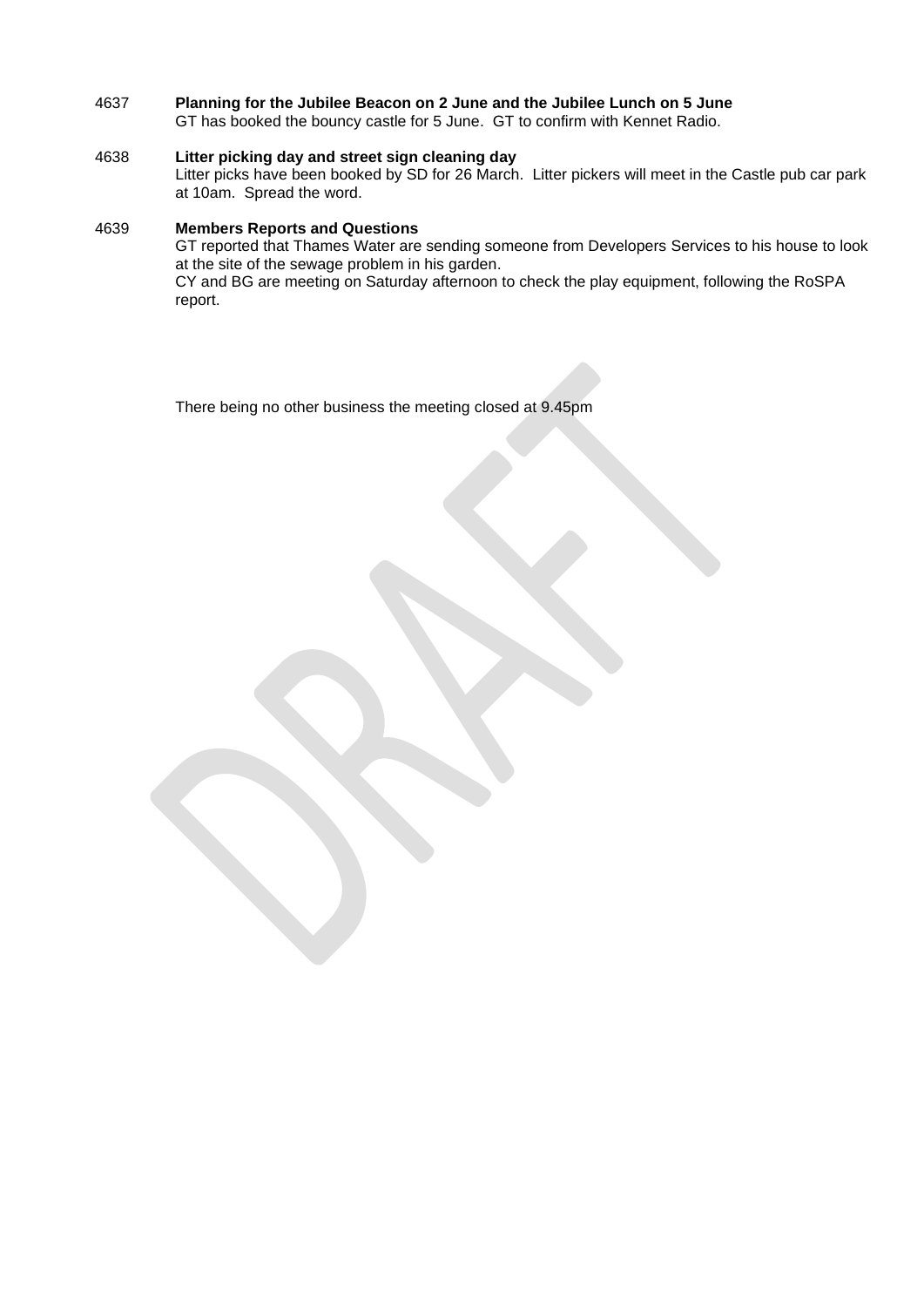4637 **Planning for the Jubilee Beacon on 2 June and the Jubilee Lunch on 5 June**
GT has booked the bouncy castle for 5 June. GT to confirm with Kennet Radio.

4638 **Litter picking day and street sign cleaning day**
Litter picks have been booked by SD for 26 March. Litter pickers will meet in the Castle pub car park at 10am. Spread the word.

4639 **Members Reports and Questions**
GT reported that Thames Water are sending someone from Developers Services to his house to look at the site of the sewage problem in his garden.
CY and BG are meeting on Saturday afternoon to check the play equipment, following the RoSPA report.

There being no other business the meeting closed at 9.45pm

DRAFT